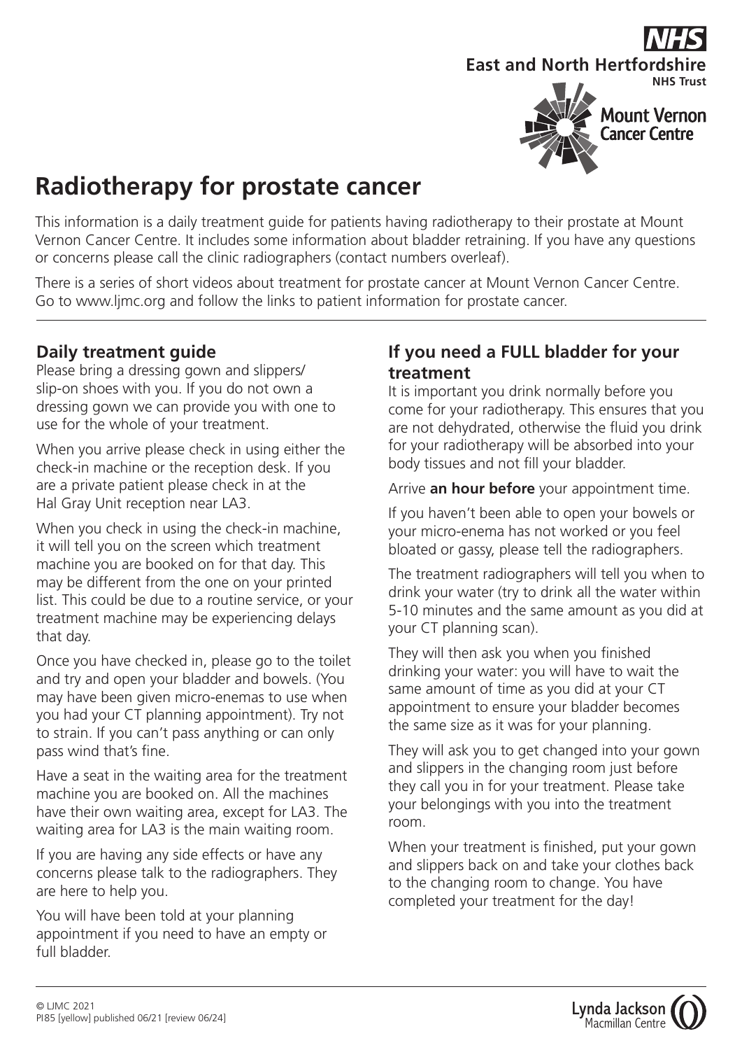East and North Hertfordshire NHS Trust

Mount Vernon Cancer Centre

# Radiotherapy for prostate cancer

This information is a daily treatment guide for patients having radiotherapy to their prostate at Mount Vernon Cancer Centre. It includes some information about bladder retraining. If you have any questions or concerns please call the clinic radiographers (contact numbers overleaf).

There is a series of short videos about treatment for prostate cancer at Mount Vernon Cancer Centre. Go to www.ljmc.org and follow the links to patient information for prostate cancer.

## Daily treatment guide

Please bring a dressing gown and slippers/ slip-on shoes with you. If you do not own a dressing gown we can provide you with one to use for the whole of your treatment.

When you arrive please check in using either the check-in machine or the reception desk. If you are a private patient please check in at the Hal Gray Unit reception near LA3.

When you check in using the check-in machine, it will tell you on the screen which treatment machine you are booked on for that day. This may be different from the one on your printed list. This could be due to a routine service, or your treatment machine may be experiencing delays that day.

Once you have checked in, please go to the toilet and try and open your bladder and bowels. (You may have been given micro-enemas to use when you had your CT planning appointment). Try not to strain. If you can't pass anything or can only pass wind that's fine.

Have a seat in the waiting area for the treatment machine you are booked on. All the machines have their own waiting area, except for LA3. The waiting area for LA3 is the main waiting room.

If you are having any side effects or have any concerns please talk to the radiographers. They are here to help you.

You will have been told at your planning appointment if you need to have an empty or full bladder.

## If you need a FULL bladder for your treatment

It is important you drink normally before you come for your radiotherapy. This ensures that you are not dehydrated, otherwise the fluid you drink for your radiotherapy will be absorbed into your body tissues and not fill your bladder.

Arrive **an hour before** your appointment time.

If you haven't been able to open your bowels or your micro-enema has not worked or you feel bloated or gassy, please tell the radiographers.

The treatment radiographers will tell you when to drink your water (try to drink all the water within 5-10 minutes and the same amount as you did at your CT planning scan).

They will then ask you when you finished drinking your water: you will have to wait the same amount of time as you did at your CT appointment to ensure your bladder becomes the same size as it was for your planning.

They will ask you to get changed into your gown and slippers in the changing room just before they call you in for your treatment. Please take your belongings with you into the treatment room.

When your treatment is finished, put your gown and slippers back on and take your clothes back to the changing room to change. You have completed your treatment for the day!

© LJMC 2021
PI85 [yellow] published 06/21 [review 06/24]

Lynda Jackson Macmillan Centre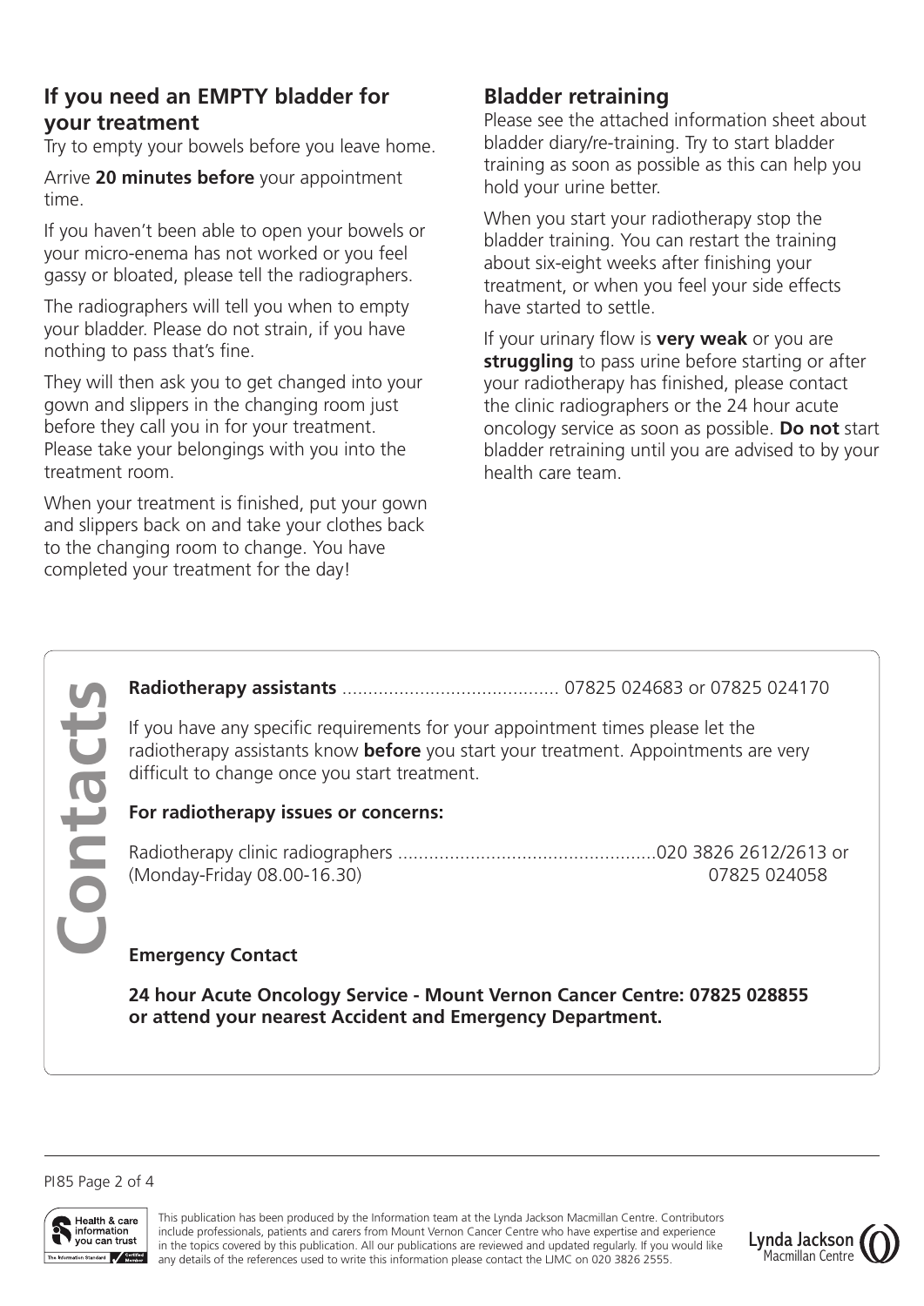## If you need an EMPTY bladder for your treatment

Try to empty your bowels before you leave home.

Arrive **20 minutes before** your appointment time.

If you haven't been able to open your bowels or your micro-enema has not worked or you feel gassy or bloated, please tell the radiographers.

The radiographers will tell you when to empty your bladder. Please do not strain, if you have nothing to pass that's fine.

They will then ask you to get changed into your gown and slippers in the changing room just before they call you in for your treatment. Please take your belongings with you into the treatment room.

When your treatment is finished, put your gown and slippers back on and take your clothes back to the changing room to change. You have completed your treatment for the day!

## Bladder retraining

Please see the attached information sheet about bladder diary/re-training. Try to start bladder training as soon as possible as this can help you hold your urine better.

When you start your radiotherapy stop the bladder training. You can restart the training about six-eight weeks after finishing your treatment, or when you feel your side effects have started to settle.

If your urinary flow is **very weak** or you are **struggling** to pass urine before starting or after your radiotherapy has finished, please contact the clinic radiographers or the 24 hour acute oncology service as soon as possible. **Do not** start bladder retraining until you are advised to by your health care team.

## Contacts

**Radiotherapy assistants** .......................................... 07825 024683 or 07825 024170

If you have any specific requirements for your appointment times please let the radiotherapy assistants know **before** you start your treatment. Appointments are very difficult to change once you start treatment.

**For radiotherapy issues or concerns:**

Radiotherapy clinic radiographers ..................................................020 3826 2612/2613 or
(Monday-Friday 08.00-16.30) 07825 024058

**Emergency Contact**

**24 hour Acute Oncology Service - Mount Vernon Cancer Centre: 07825 028855 or attend your nearest Accident and Emergency Department.**

PI85

This publication has been produced by the Information team at the Lynda Jackson Macmillan Centre. Contributors include professionals, patients and carers from Mount Vernon Cancer Centre who have expertise and experience in the topics covered by this publication. All our publications are reviewed and updated regularly. If you would like any details of the references used to write this information please contact the LJMC on 020 3826 2555.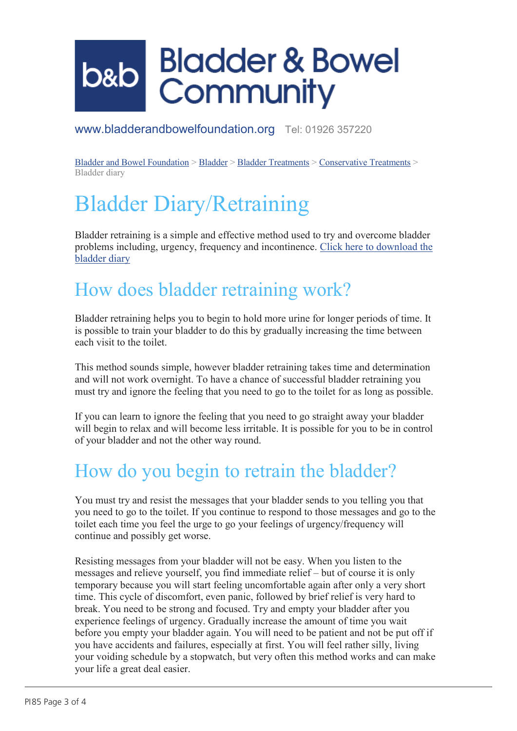Bladder & Bowel Community

www.bladderandbowelfoundation.org Tel: 01926 357220

Bladder and Bowel Foundation > Bladder > Bladder Treatments > Conservative Treatments > Bladder diary

# Bladder Diary/Retraining

Bladder retraining is a simple and effective method used to try and overcome bladder problems including, urgency, frequency and incontinence. Click here to download the bladder diary

## How does bladder retraining work?

Bladder retraining helps you to begin to hold more urine for longer periods of time. It is possible to train your bladder to do this by gradually increasing the time between each visit to the toilet.

This method sounds simple, however bladder retraining takes time and determination and will not work overnight. To have a chance of successful bladder retraining you must try and ignore the feeling that you need to go to the toilet for as long as possible.

If you can learn to ignore the feeling that you need to go straight away your bladder will begin to relax and will become less irritable. It is possible for you to be in control of your bladder and not the other way round.

## How do you begin to retrain the bladder?

You must try and resist the messages that your bladder sends to you telling you that you need to go to the toilet. If you continue to respond to those messages and go to the toilet each time you feel the urge to go your feelings of urgency/frequency will continue and possibly get worse.

Resisting messages from your bladder will not be easy. When you listen to the messages and relieve yourself, you find immediate relief – but of course it is only temporary because you will start feeling uncomfortable again after only a very short time. This cycle of discomfort, even panic, followed by brief relief is very hard to break. You need to be strong and focused. Try and empty your bladder after you experience feelings of urgency. Gradually increase the amount of time you wait before you empty your bladder again. You will need to be patient and not be put off if you have accidents and failures, especially at first. You will feel rather silly, living your voiding schedule by a stopwatch, but very often this method works and can make your life a great deal easier.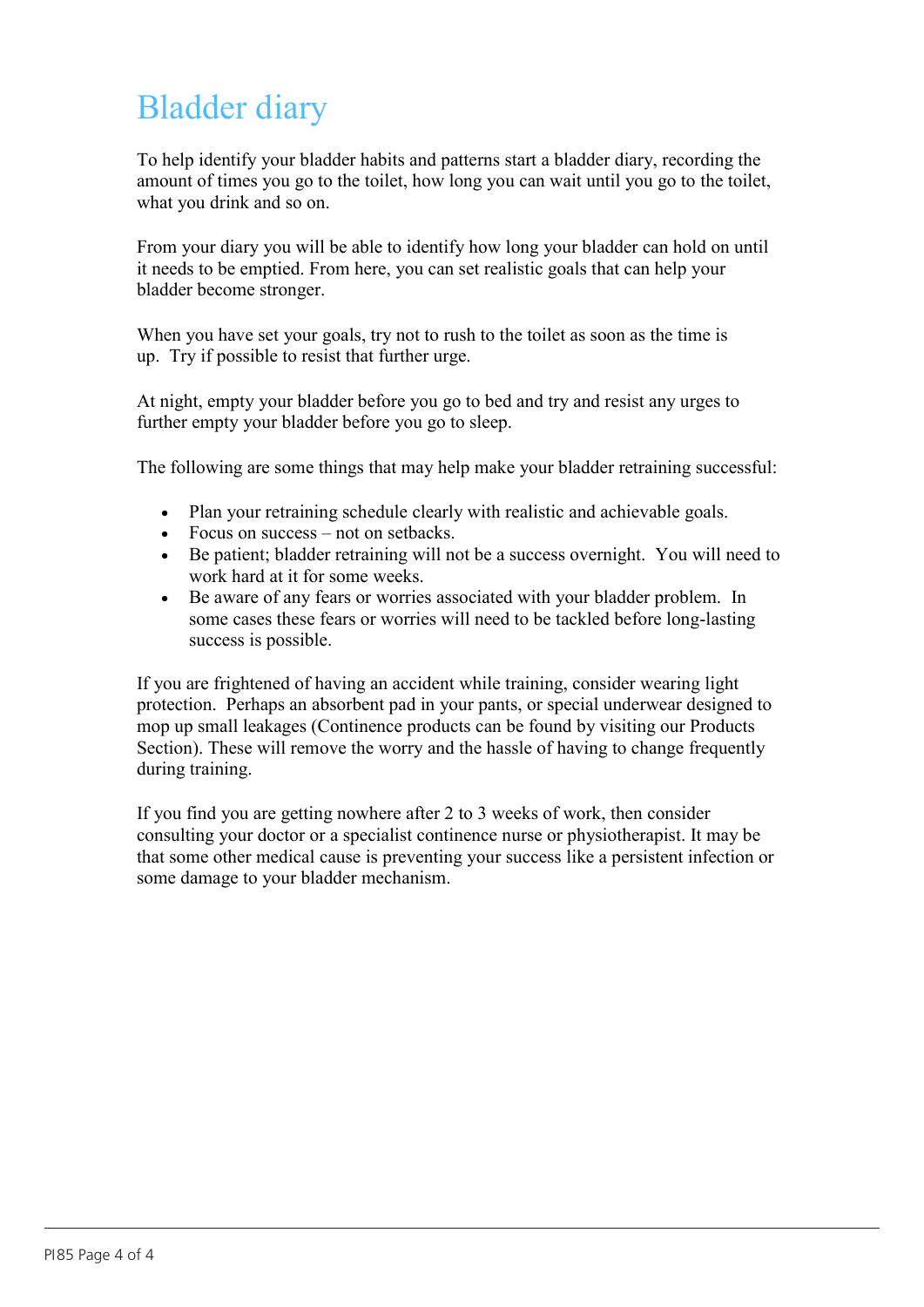# Bladder diary

To help identify your bladder habits and patterns start a bladder diary, recording the amount of times you go to the toilet, how long you can wait until you go to the toilet, what you drink and so on.

From your diary you will be able to identify how long your bladder can hold on until it needs to be emptied. From here, you can set realistic goals that can help your bladder become stronger.

When you have set your goals, try not to rush to the toilet as soon as the time is up. Try if possible to resist that further urge.

At night, empty your bladder before you go to bed and try and resist any urges to further empty your bladder before you go to sleep.

The following are some things that may help make your bladder retraining successful:

- Plan your retraining schedule clearly with realistic and achievable goals.
- Focus on success – not on setbacks.
- Be patient; bladder retraining will not be a success overnight. You will need to work hard at it for some weeks.
- Be aware of any fears or worries associated with your bladder problem. In some cases these fears or worries will need to be tackled before long-lasting success is possible.

If you are frightened of having an accident while training, consider wearing light protection. Perhaps an absorbent pad in your pants, or special underwear designed to mop up small leakages (Continence products can be found by visiting our Products Section). These will remove the worry and the hassle of having to change frequently during training.

If you find you are getting nowhere after 2 to 3 weeks of work, then consider consulting your doctor or a specialist continence nurse or physiotherapist. It may be that some other medical cause is preventing your success like a persistent infection or some damage to your bladder mechanism.